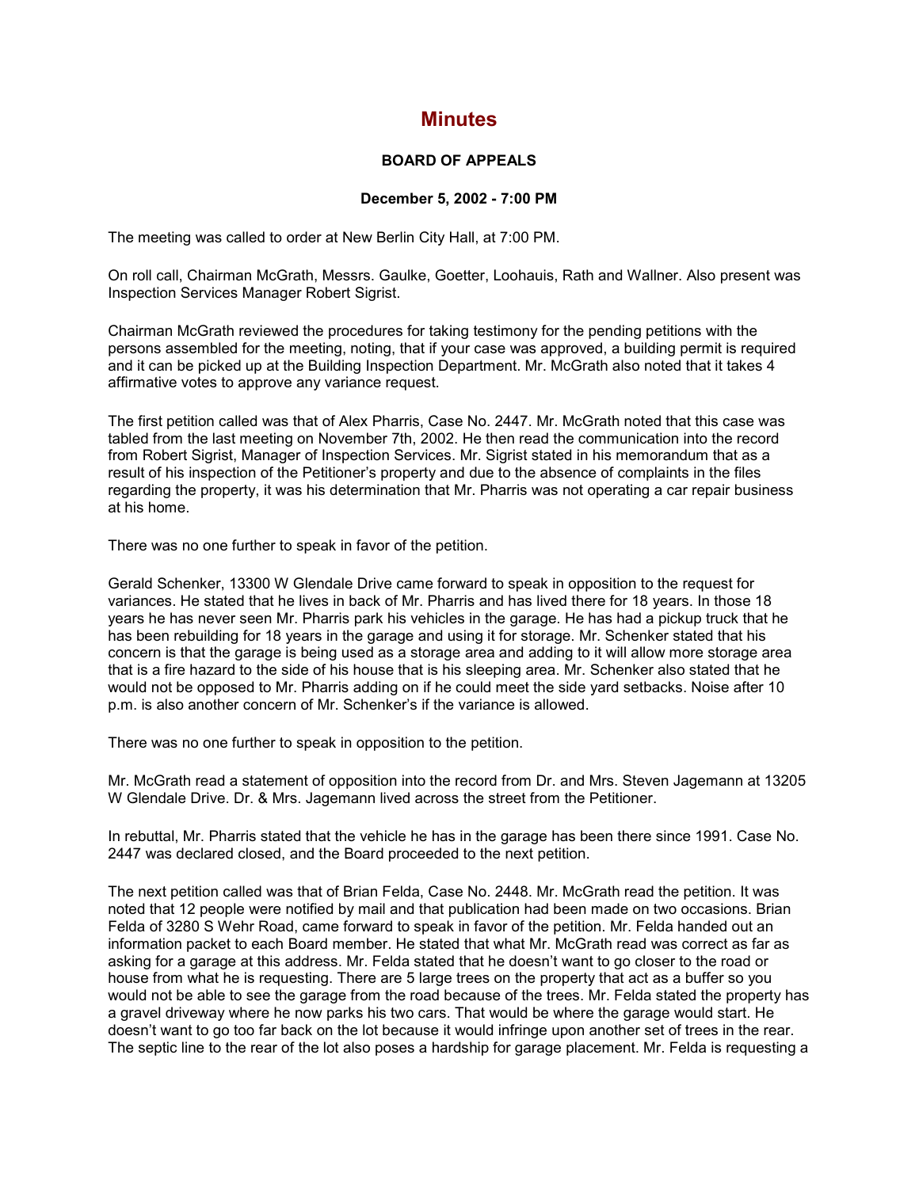# Minutes

### BOARD OF APPEALS

### December 5, 2002 - 7:00 PM

The meeting was called to order at New Berlin City Hall, at 7:00 PM.

On roll call, Chairman McGrath, Messrs. Gaulke, Goetter, Loohauis, Rath and Wallner. Also present was Inspection Services Manager Robert Sigrist.

Chairman McGrath reviewed the procedures for taking testimony for the pending petitions with the persons assembled for the meeting, noting, that if your case was approved, a building permit is required and it can be picked up at the Building Inspection Department. Mr. McGrath also noted that it takes 4 affirmative votes to approve any variance request.

The first petition called was that of Alex Pharris, Case No. 2447. Mr. McGrath noted that this case was tabled from the last meeting on November 7th, 2002. He then read the communication into the record from Robert Sigrist, Manager of Inspection Services. Mr. Sigrist stated in his memorandum that as a result of his inspection of the Petitioner's property and due to the absence of complaints in the files regarding the property, it was his determination that Mr. Pharris was not operating a car repair business at his home.

There was no one further to speak in favor of the petition.

Gerald Schenker, 13300 W Glendale Drive came forward to speak in opposition to the request for variances. He stated that he lives in back of Mr. Pharris and has lived there for 18 years. In those 18 years he has never seen Mr. Pharris park his vehicles in the garage. He has had a pickup truck that he has been rebuilding for 18 years in the garage and using it for storage. Mr. Schenker stated that his concern is that the garage is being used as a storage area and adding to it will allow more storage area that is a fire hazard to the side of his house that is his sleeping area. Mr. Schenker also stated that he would not be opposed to Mr. Pharris adding on if he could meet the side yard setbacks. Noise after 10 p.m. is also another concern of Mr. Schenker's if the variance is allowed.

There was no one further to speak in opposition to the petition.

Mr. McGrath read a statement of opposition into the record from Dr. and Mrs. Steven Jagemann at 13205 W Glendale Drive. Dr. & Mrs. Jagemann lived across the street from the Petitioner.

In rebuttal, Mr. Pharris stated that the vehicle he has in the garage has been there since 1991. Case No. 2447 was declared closed, and the Board proceeded to the next petition.

The next petition called was that of Brian Felda, Case No. 2448. Mr. McGrath read the petition. It was noted that 12 people were notified by mail and that publication had been made on two occasions. Brian Felda of 3280 S Wehr Road, came forward to speak in favor of the petition. Mr. Felda handed out an information packet to each Board member. He stated that what Mr. McGrath read was correct as far as asking for a garage at this address. Mr. Felda stated that he doesn't want to go closer to the road or house from what he is requesting. There are 5 large trees on the property that act as a buffer so you would not be able to see the garage from the road because of the trees. Mr. Felda stated the property has a gravel driveway where he now parks his two cars. That would be where the garage would start. He doesn't want to go too far back on the lot because it would infringe upon another set of trees in the rear. The septic line to the rear of the lot also poses a hardship for garage placement. Mr. Felda is requesting a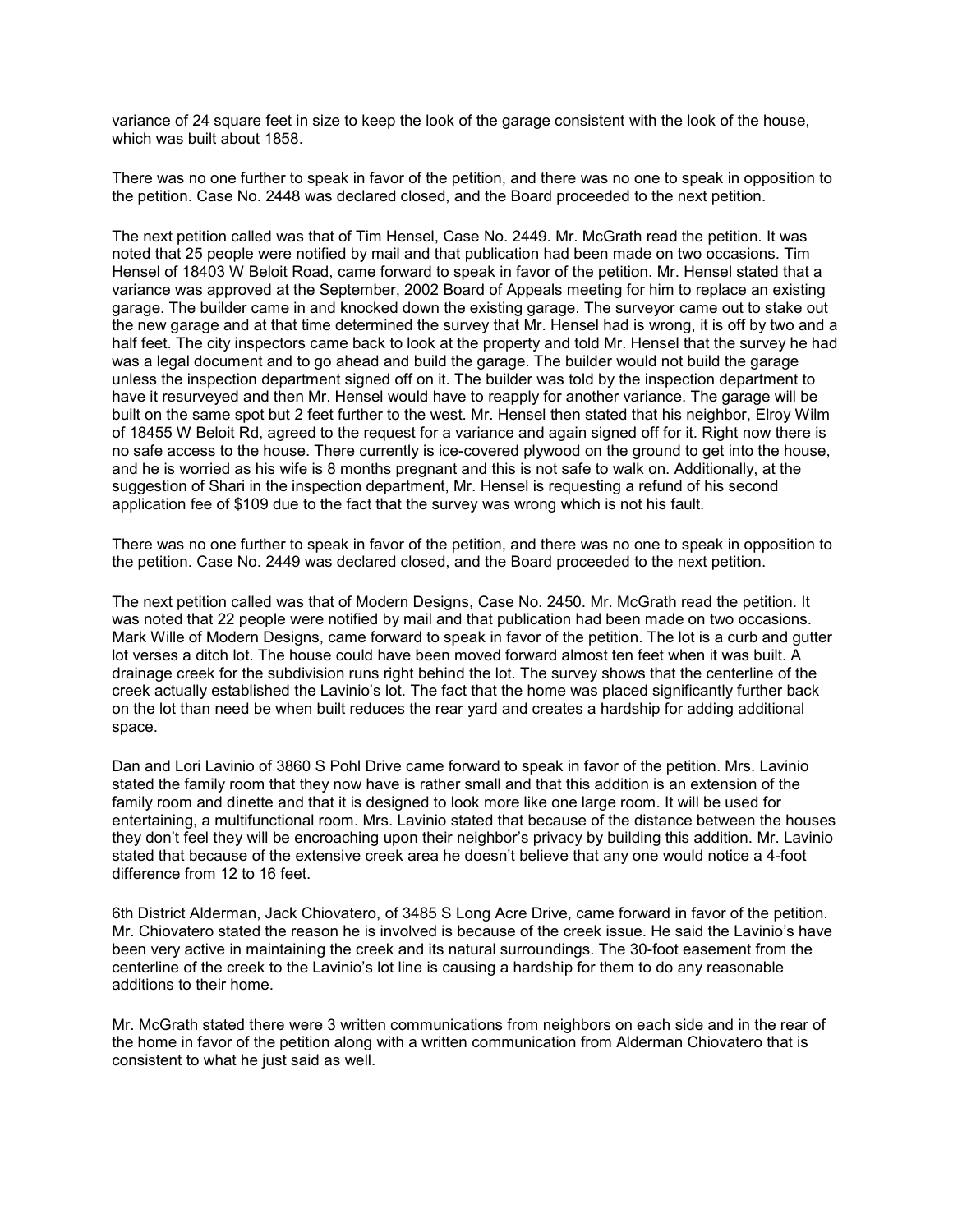variance of 24 square feet in size to keep the look of the garage consistent with the look of the house, which was built about 1858.

There was no one further to speak in favor of the petition, and there was no one to speak in opposition to the petition. Case No. 2448 was declared closed, and the Board proceeded to the next petition.

The next petition called was that of Tim Hensel, Case No. 2449. Mr. McGrath read the petition. It was noted that 25 people were notified by mail and that publication had been made on two occasions. Tim Hensel of 18403 W Beloit Road, came forward to speak in favor of the petition. Mr. Hensel stated that a variance was approved at the September, 2002 Board of Appeals meeting for him to replace an existing garage. The builder came in and knocked down the existing garage. The surveyor came out to stake out the new garage and at that time determined the survey that Mr. Hensel had was wrong, it is off by two and a half feet. The city inspectors came back to look at the property and told Mr. Hensel that the survey he had was a legal document and to go ahead and build the garage. The builder would not build the garage unless the inspection department signed off on it. The builder was told by the inspection department to have it resurveyed and then Mr. Hensel would have to reapply for another variance. The garage will be built on the same spot but 2 feet further to the west. Mr. Hensel then stated that his neighbor, Elroy Wilm of 18455 W Beloit Rd, agreed to the request for a variance and again signed off for it. Right now there is no safe access to the house. There currently is ice-covered plywood on the ground to get into the house, and he is worried as his wife is 8 months pregnant and this is not safe to walk on. Additionally, at the suggestion of Shari in the inspection department, Mr. Hensel is requesting a refund of his second application fee of $109 due to the fact that the survey was wrong which is not his fault.

There was no one further to speak in favor of the petition, and there was no one to speak in opposition to the petition. Case No. 2449 was declared closed, and the Board proceeded to the next petition.

The next petition called was that of Modern Designs, Case No. 2450. Mr. McGrath read the petition. It was noted that 22 people were notified by mail and that publication had been made on two occasions. Mark Wille of Modern Designs, came forward to speak in favor of the petition. The lot is a curb and gutter lot verses a ditch lot. The house could have been moved forward almost ten feet when it was built. A drainage creek for the subdivision runs right behind the lot. The survey shows that the centerline of the creek actually established the Lavinio's lot. The fact that the home was placed significantly further back on the lot than need be when built reduces the rear yard and creates a hardship for adding additional space.

Dan and Lori Lavinio of 3860 S Pohl Drive came forward to speak in favor of the petition. Mrs. Lavinio stated the family room that they now have is rather small and that this addition is an extension of the family room and dinette and that it is designed to look more like one large room. It will be used for entertaining, a multifunctional room. Mrs. Lavinio stated that because of the distance between the houses they don't feel they will be encroaching upon their neighbor's privacy by building this addition. Mr. Lavinio stated that because of the extensive creek area he doesn't believe that any one would notice a 4-foot difference from 12 to 16 feet.

6th District Alderman, Jack Chiovatero, of 3485 S Long Acre Drive, came forward in favor of the petition. Mr. Chiovatero stated the reason he is involved is because of the creek issue. He said the Lavinio's have been very active in maintaining the creek and its natural surroundings. The 30-foot easement from the centerline of the creek to the Lavinio's lot line is causing a hardship for them to do any reasonable additions to their home.

Mr. McGrath stated there were 3 written communications from neighbors on each side and in the rear of the home in favor of the petition along with a written communication from Alderman Chiovatero that is consistent to what he just said as well.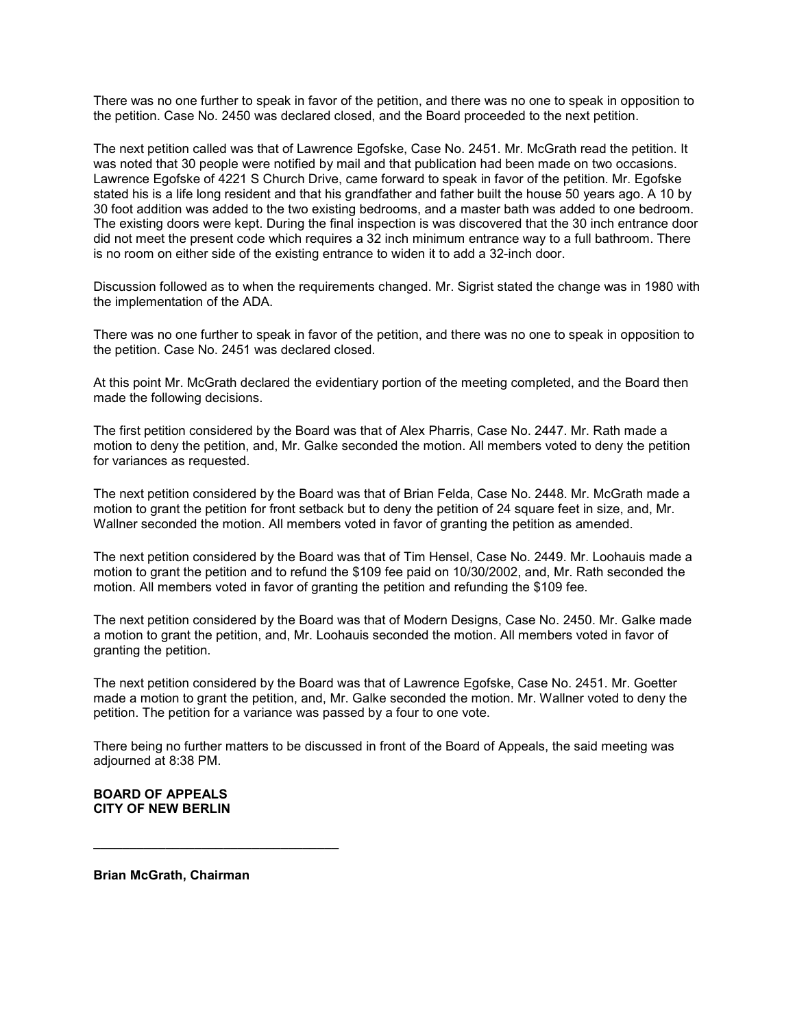There was no one further to speak in favor of the petition, and there was no one to speak in opposition to the petition. Case No. 2450 was declared closed, and the Board proceeded to the next petition.

The next petition called was that of Lawrence Egofske, Case No. 2451. Mr. McGrath read the petition. It was noted that 30 people were notified by mail and that publication had been made on two occasions. Lawrence Egofske of 4221 S Church Drive, came forward to speak in favor of the petition. Mr. Egofske stated his is a life long resident and that his grandfather and father built the house 50 years ago. A 10 by 30 foot addition was added to the two existing bedrooms, and a master bath was added to one bedroom. The existing doors were kept. During the final inspection is was discovered that the 30 inch entrance door did not meet the present code which requires a 32 inch minimum entrance way to a full bathroom. There is no room on either side of the existing entrance to widen it to add a 32-inch door.

Discussion followed as to when the requirements changed. Mr. Sigrist stated the change was in 1980 with the implementation of the ADA.

There was no one further to speak in favor of the petition, and there was no one to speak in opposition to the petition. Case No. 2451 was declared closed.

At this point Mr. McGrath declared the evidentiary portion of the meeting completed, and the Board then made the following decisions.

The first petition considered by the Board was that of Alex Pharris, Case No. 2447. Mr. Rath made a motion to deny the petition, and, Mr. Galke seconded the motion. All members voted to deny the petition for variances as requested.

The next petition considered by the Board was that of Brian Felda, Case No. 2448. Mr. McGrath made a motion to grant the petition for front setback but to deny the petition of 24 square feet in size, and, Mr. Wallner seconded the motion. All members voted in favor of granting the petition as amended.

The next petition considered by the Board was that of Tim Hensel, Case No. 2449. Mr. Loohauis made a motion to grant the petition and to refund the $109 fee paid on 10/30/2002, and, Mr. Rath seconded the motion. All members voted in favor of granting the petition and refunding the $109 fee.

The next petition considered by the Board was that of Modern Designs, Case No. 2450. Mr. Galke made a motion to grant the petition, and, Mr. Loohauis seconded the motion. All members voted in favor of granting the petition.

The next petition considered by the Board was that of Lawrence Egofske, Case No. 2451. Mr. Goetter made a motion to grant the petition, and, Mr. Galke seconded the motion. Mr. Wallner voted to deny the petition. The petition for a variance was passed by a four to one vote.

There being no further matters to be discussed in front of the Board of Appeals, the said meeting was adjourned at 8:38 PM.

**BOARD OF APPEALS**
**CITY OF NEW BERLIN**

\_\_\_\_\_\_\_\_\_\_\_\_\_\_\_\_\_\_\_\_\_\_\_\_\_\_\_\_\_\_\_\_\_\_

**Brian McGrath, Chairman**